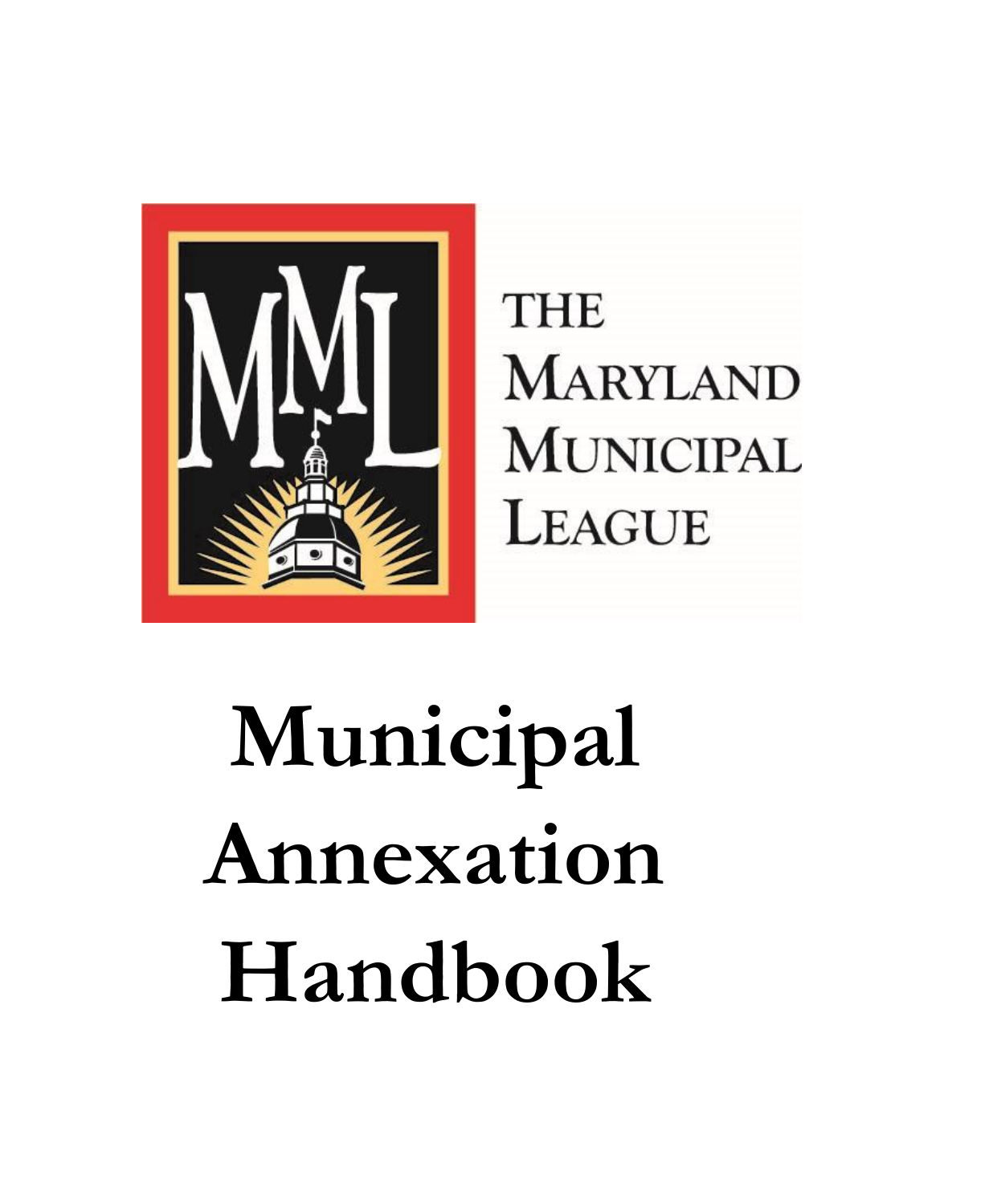MML

THE MARYLAND MUNICIPAL LEAGUE

# Municipal Annexation Handbook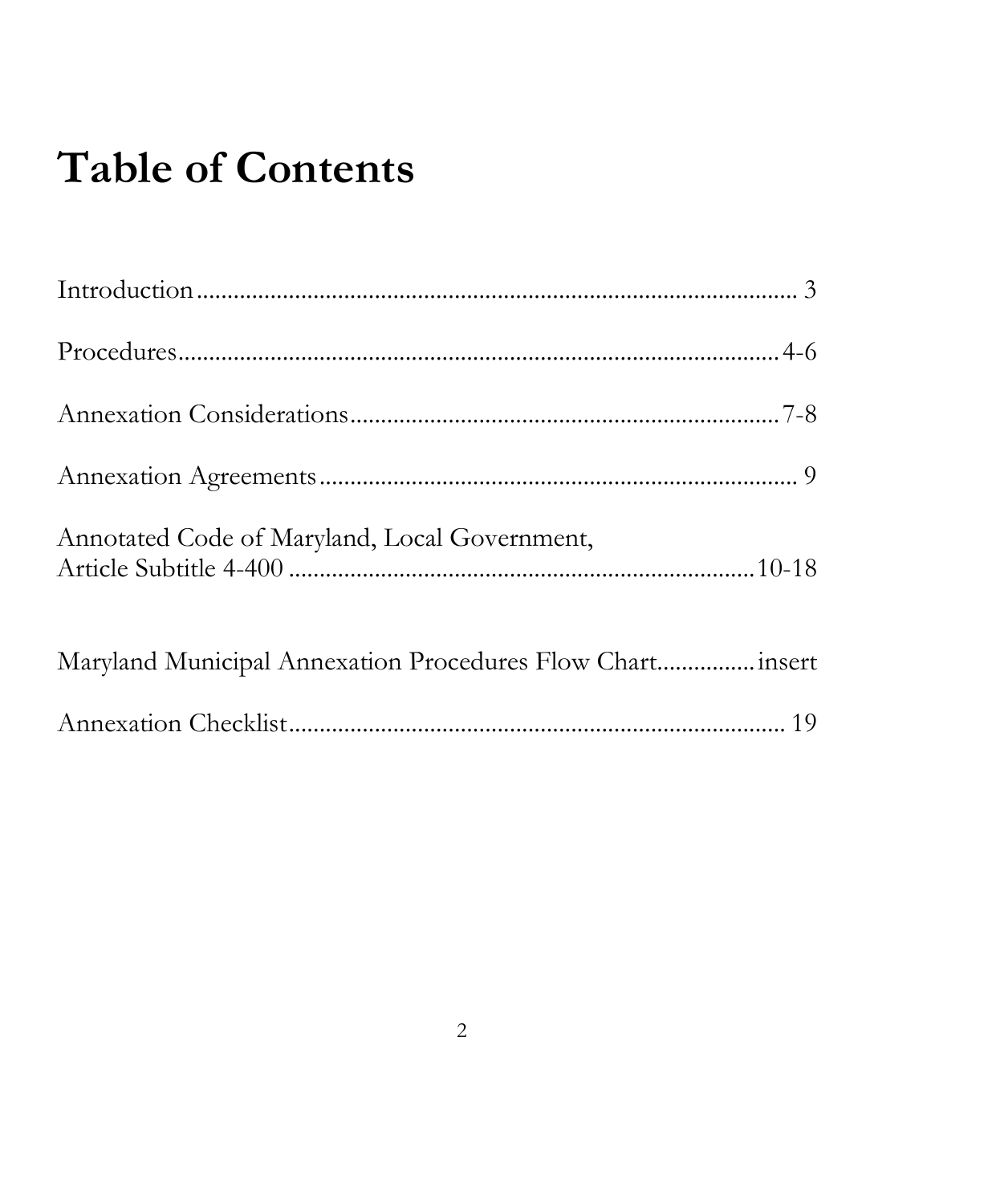# Table of Contents

Introduction.................................................................................................... 3

Procedures.................................................................................................4-6

Annexation Considerations.......................................................................7-8

Annexation Agreements............................................................................. 9

Annotated Code of Maryland, Local Government,
Article Subtitle 4-400 ..............................................................................10-18

Maryland Municipal Annexation Procedures Flow Chart...............insert

Annexation Checklist.................................................................................. 19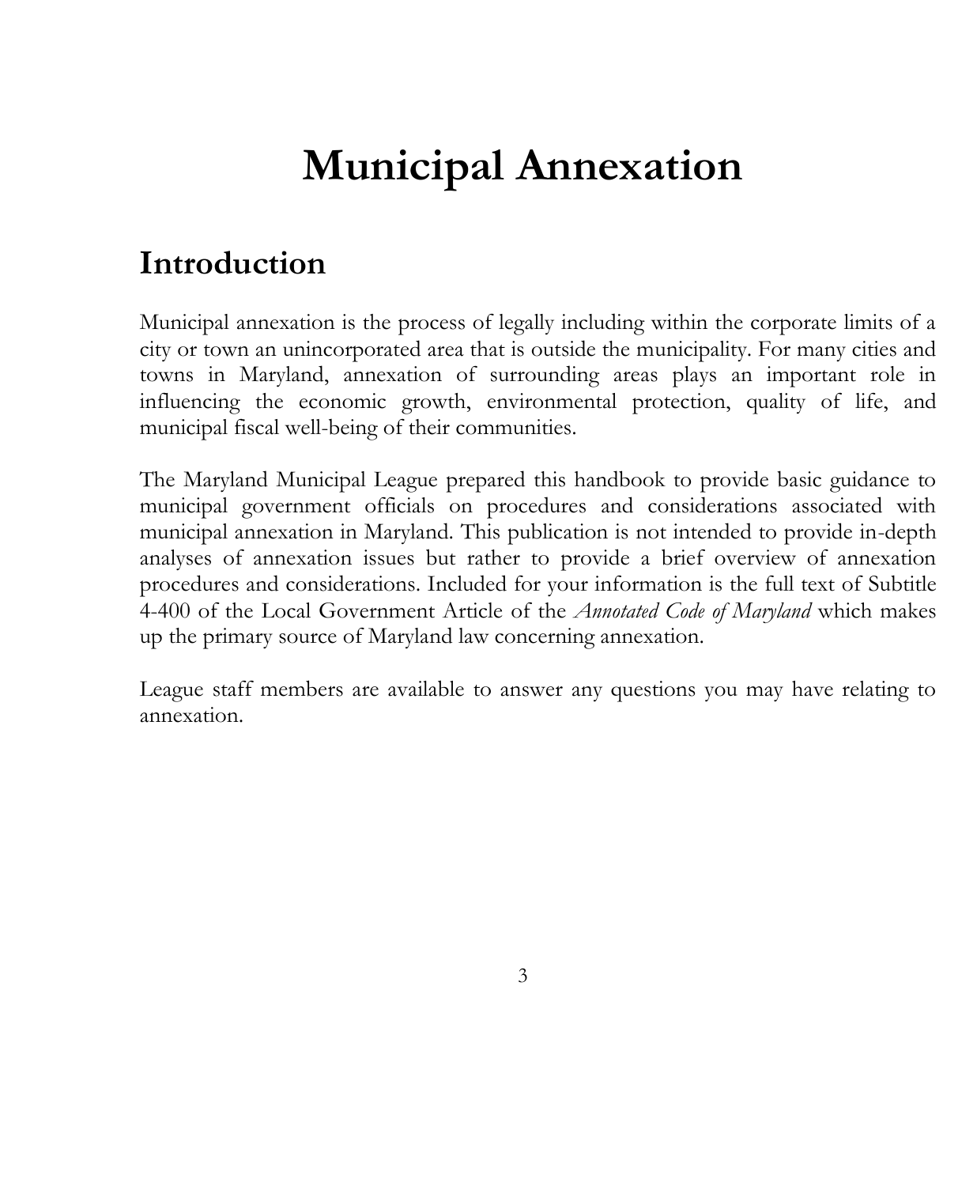# Municipal Annexation

## Introduction

Municipal annexation is the process of legally including within the corporate limits of a city or town an unincorporated area that is outside the municipality. For many cities and towns in Maryland, annexation of surrounding areas plays an important role in influencing the economic growth, environmental protection, quality of life, and municipal fiscal well-being of their communities.

The Maryland Municipal League prepared this handbook to provide basic guidance to municipal government officials on procedures and considerations associated with municipal annexation in Maryland. This publication is not intended to provide in-depth analyses of annexation issues but rather to provide a brief overview of annexation procedures and considerations. Included for your information is the full text of Subtitle 4-400 of the Local Government Article of the *Annotated Code of Maryland* which makes up the primary source of Maryland law concerning annexation.

League staff members are available to answer any questions you may have relating to annexation.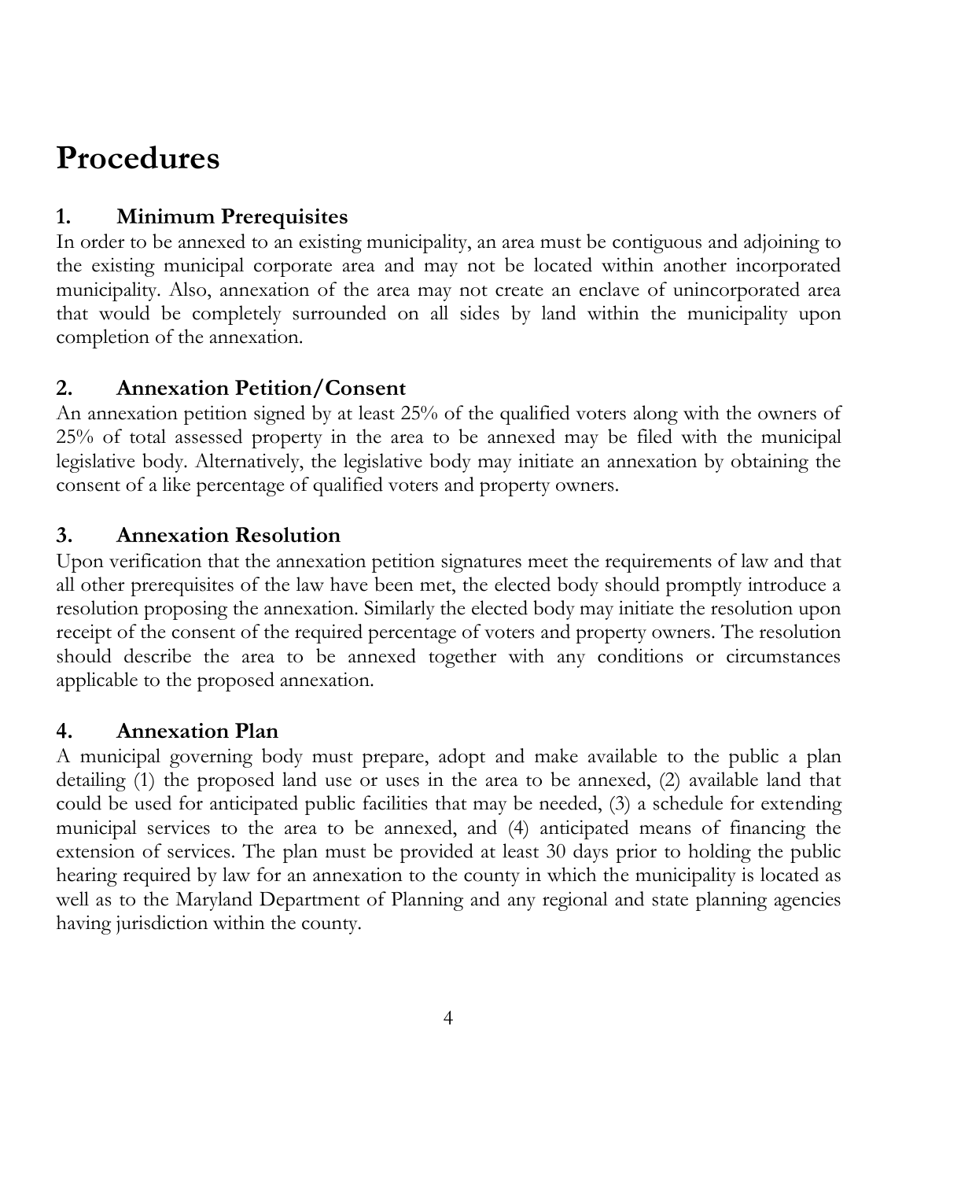# Procedures

### 1. Minimum Prerequisites

In order to be annexed to an existing municipality, an area must be contiguous and adjoining to the existing municipal corporate area and may not be located within another incorporated municipality. Also, annexation of the area may not create an enclave of unincorporated area that would be completely surrounded on all sides by land within the municipality upon completion of the annexation.

### 2. Annexation Petition/Consent

An annexation petition signed by at least 25% of the qualified voters along with the owners of 25% of total assessed property in the area to be annexed may be filed with the municipal legislative body. Alternatively, the legislative body may initiate an annexation by obtaining the consent of a like percentage of qualified voters and property owners.

### 3. Annexation Resolution

Upon verification that the annexation petition signatures meet the requirements of law and that all other prerequisites of the law have been met, the elected body should promptly introduce a resolution proposing the annexation. Similarly the elected body may initiate the resolution upon receipt of the consent of the required percentage of voters and property owners. The resolution should describe the area to be annexed together with any conditions or circumstances applicable to the proposed annexation.

### 4. Annexation Plan

A municipal governing body must prepare, adopt and make available to the public a plan detailing (1) the proposed land use or uses in the area to be annexed, (2) available land that could be used for anticipated public facilities that may be needed, (3) a schedule for extending municipal services to the area to be annexed, and (4) anticipated means of financing the extension of services. The plan must be provided at least 30 days prior to holding the public hearing required by law for an annexation to the county in which the municipality is located as well as to the Maryland Department of Planning and any regional and state planning agencies having jurisdiction within the county.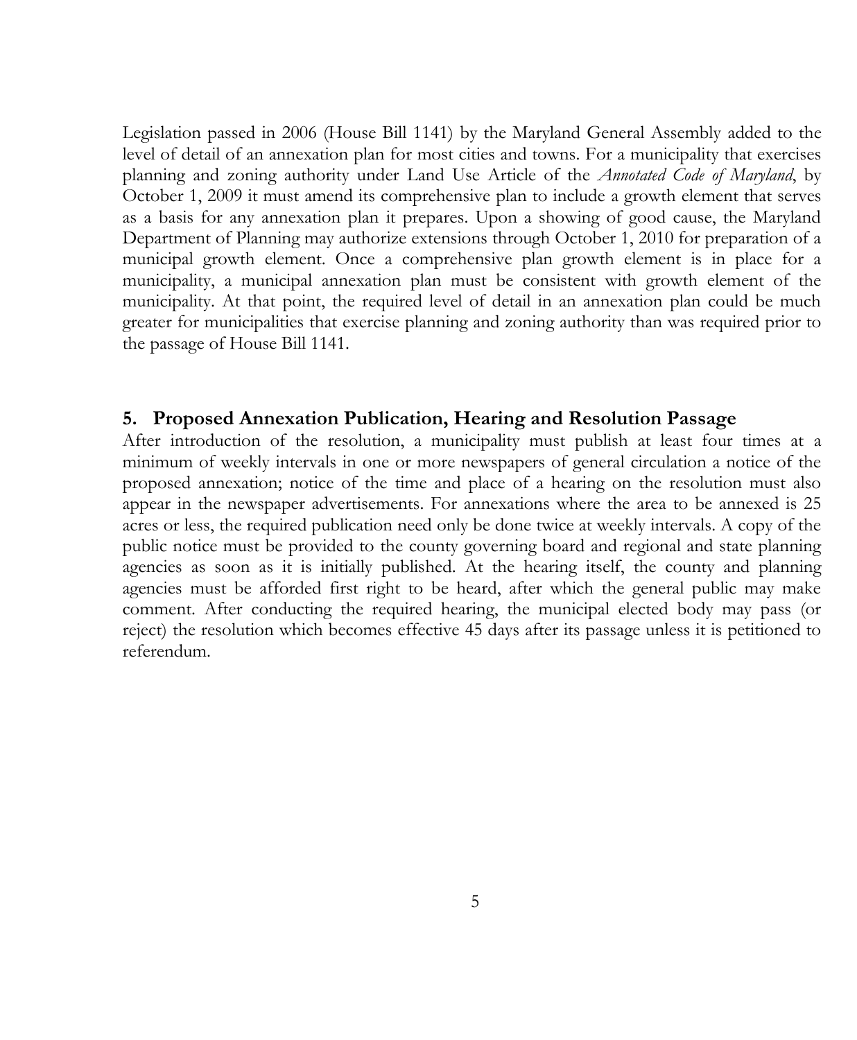Legislation passed in 2006 (House Bill 1141) by the Maryland General Assembly added to the level of detail of an annexation plan for most cities and towns. For a municipality that exercises planning and zoning authority under Land Use Article of the *Annotated Code of Maryland*, by October 1, 2009 it must amend its comprehensive plan to include a growth element that serves as a basis for any annexation plan it prepares. Upon a showing of good cause, the Maryland Department of Planning may authorize extensions through October 1, 2010 for preparation of a municipal growth element. Once a comprehensive plan growth element is in place for a municipality, a municipal annexation plan must be consistent with growth element of the municipality. At that point, the required level of detail in an annexation plan could be much greater for municipalities that exercise planning and zoning authority than was required prior to the passage of House Bill 1141.

## 5. Proposed Annexation Publication, Hearing and Resolution Passage

After introduction of the resolution, a municipality must publish at least four times at a minimum of weekly intervals in one or more newspapers of general circulation a notice of the proposed annexation; notice of the time and place of a hearing on the resolution must also appear in the newspaper advertisements. For annexations where the area to be annexed is 25 acres or less, the required publication need only be done twice at weekly intervals. A copy of the public notice must be provided to the county governing board and regional and state planning agencies as soon as it is initially published. At the hearing itself, the county and planning agencies must be afforded first right to be heard, after which the general public may make comment. After conducting the required hearing, the municipal elected body may pass (or reject) the resolution which becomes effective 45 days after its passage unless it is petitioned to referendum.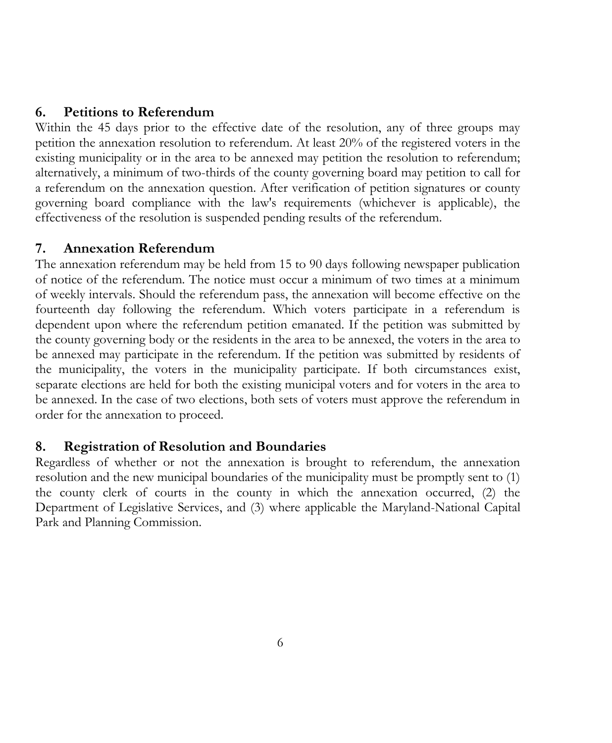## 6. Petitions to Referendum

Within the 45 days prior to the effective date of the resolution, any of three groups may petition the annexation resolution to referendum. At least 20% of the registered voters in the existing municipality or in the area to be annexed may petition the resolution to referendum; alternatively, a minimum of two-thirds of the county governing board may petition to call for a referendum on the annexation question. After verification of petition signatures or county governing board compliance with the law's requirements (whichever is applicable), the effectiveness of the resolution is suspended pending results of the referendum.

## 7. Annexation Referendum

The annexation referendum may be held from 15 to 90 days following newspaper publication of notice of the referendum. The notice must occur a minimum of two times at a minimum of weekly intervals. Should the referendum pass, the annexation will become effective on the fourteenth day following the referendum. Which voters participate in a referendum is dependent upon where the referendum petition emanated. If the petition was submitted by the county governing body or the residents in the area to be annexed, the voters in the area to be annexed may participate in the referendum. If the petition was submitted by residents of the municipality, the voters in the municipality participate. If both circumstances exist, separate elections are held for both the existing municipal voters and for voters in the area to be annexed. In the case of two elections, both sets of voters must approve the referendum in order for the annexation to proceed.

## 8. Registration of Resolution and Boundaries

Regardless of whether or not the annexation is brought to referendum, the annexation resolution and the new municipal boundaries of the municipality must be promptly sent to (1) the county clerk of courts in the county in which the annexation occurred, (2) the Department of Legislative Services, and (3) where applicable the Maryland-National Capital Park and Planning Commission.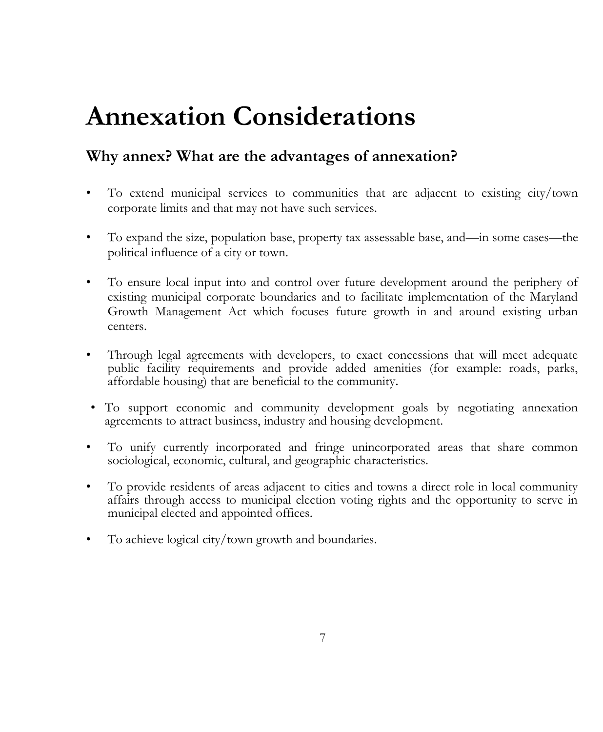# Annexation Considerations

## Why annex? What are the advantages of annexation?

- To extend municipal services to communities that are adjacent to existing city/town corporate limits and that may not have such services.

- To expand the size, population base, property tax assessable base, and—in some cases—the political influence of a city or town.

- To ensure local input into and control over future development around the periphery of existing municipal corporate boundaries and to facilitate implementation of the Maryland Growth Management Act which focuses future growth in and around existing urban centers.

- Through legal agreements with developers, to exact concessions that will meet adequate public facility requirements and provide added amenities (for example: roads, parks, affordable housing) that are beneficial to the community.

- To support economic and community development goals by negotiating annexation agreements to attract business, industry and housing development.

- To unify currently incorporated and fringe unincorporated areas that share common sociological, economic, cultural, and geographic characteristics.

- To provide residents of areas adjacent to cities and towns a direct role in local community affairs through access to municipal election voting rights and the opportunity to serve in municipal elected and appointed offices.

- To achieve logical city/town growth and boundaries.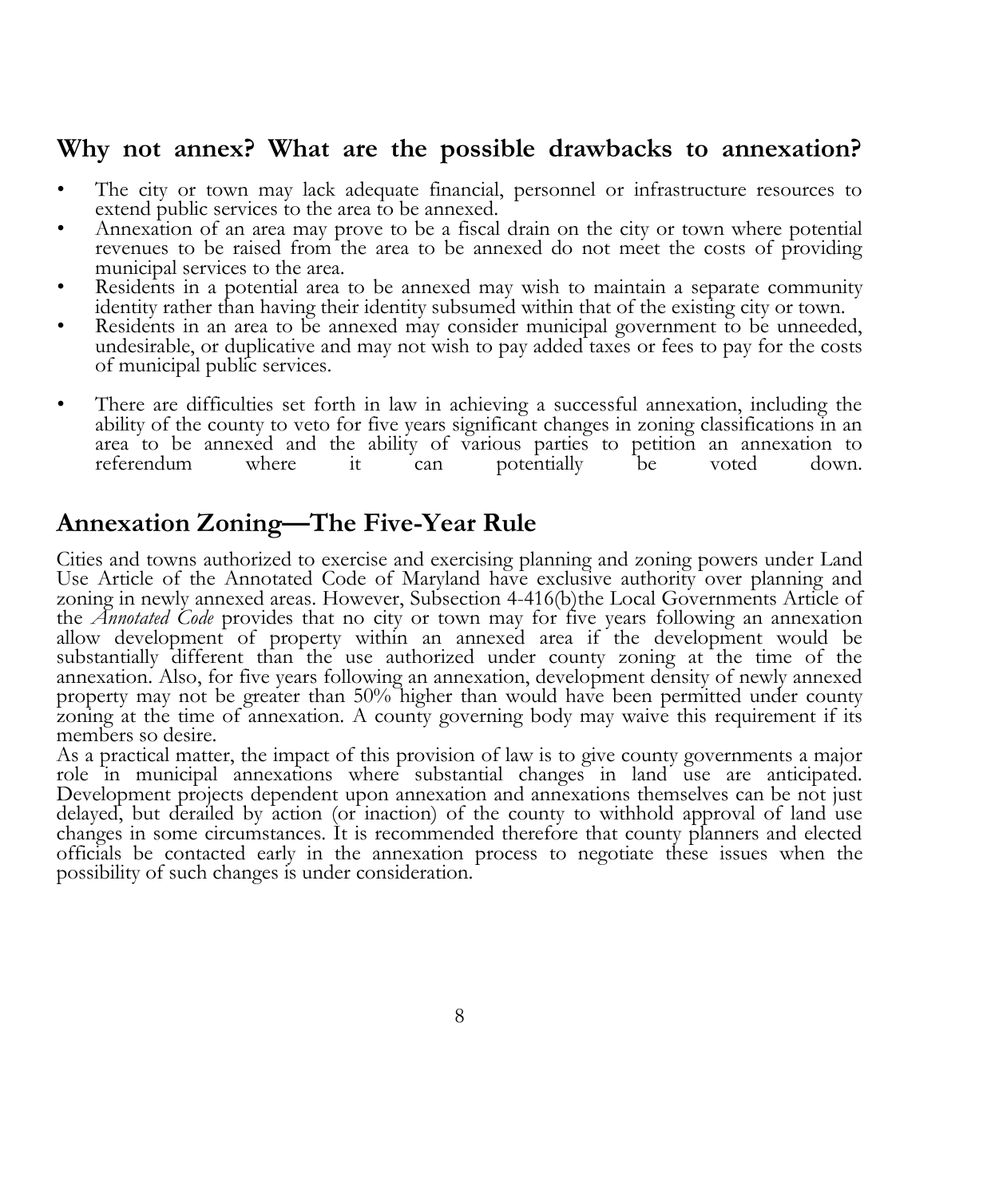## Why not annex? What are the possible drawbacks to annexation?

- The city or town may lack adequate financial, personnel or infrastructure resources to extend public services to the area to be annexed.
- Annexation of an area may prove to be a fiscal drain on the city or town where potential revenues to be raised from the area to be annexed do not meet the costs of providing municipal services to the area.
- Residents in a potential area to be annexed may wish to maintain a separate community identity rather than having their identity subsumed within that of the existing city or town.
- Residents in an area to be annexed may consider municipal government to be unneeded, undesirable, or duplicative and may not wish to pay added taxes or fees to pay for the costs of municipal public services.

- There are difficulties set forth in law in achieving a successful annexation, including the ability of the county to veto for five years significant changes in zoning classifications in an area to be annexed and the ability of various parties to petition an annexation to referendum where it can potentially be voted down.

## Annexation Zoning—The Five-Year Rule

Cities and towns authorized to exercise and exercising planning and zoning powers under Land Use Article of the Annotated Code of Maryland have exclusive authority over planning and zoning in newly annexed areas. However, Subsection 4-416(b)the Local Governments Article of the *Annotated Code* provides that no city or town may for five years following an annexation allow development of property within an annexed area if the development would be substantially different than the use authorized under county zoning at the time of the annexation. Also, for five years following an annexation, development density of newly annexed property may not be greater than 50% higher than would have been permitted under county zoning at the time of annexation. A county governing body may waive this requirement if its members so desire.

As a practical matter, the impact of this provision of law is to give county governments a major role in municipal annexations where substantial changes in land use are anticipated. Development projects dependent upon annexation and annexations themselves can be not just delayed, but derailed by action (or inaction) of the county to withhold approval of land use changes in some circumstances. It is recommended therefore that county planners and elected officials be contacted early in the annexation process to negotiate these issues when the possibility of such changes is under consideration.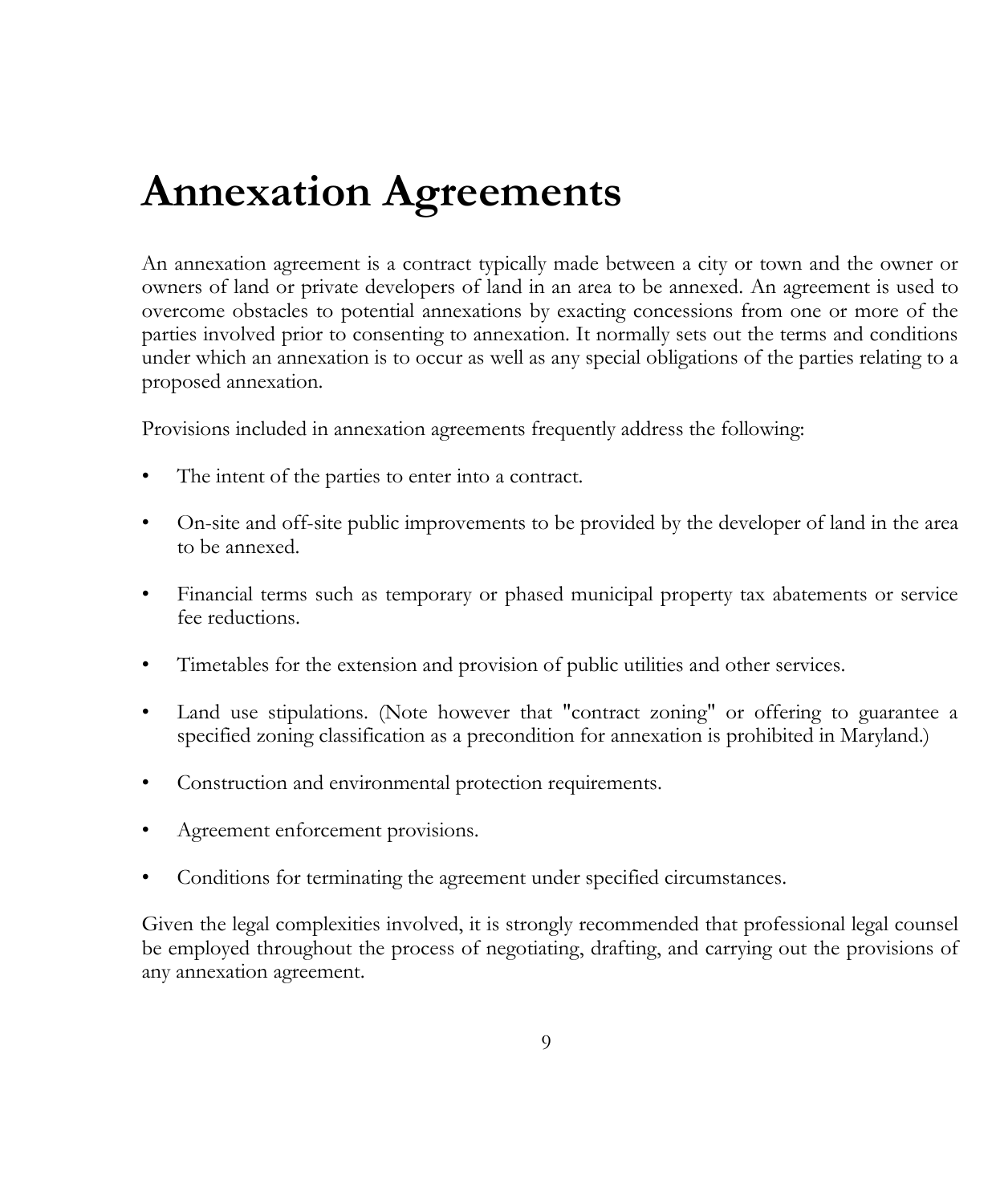# Annexation Agreements

An annexation agreement is a contract typically made between a city or town and the owner or owners of land or private developers of land in an area to be annexed. An agreement is used to overcome obstacles to potential annexations by exacting concessions from one or more of the parties involved prior to consenting to annexation. It normally sets out the terms and conditions under which an annexation is to occur as well as any special obligations of the parties relating to a proposed annexation.

Provisions included in annexation agreements frequently address the following:

- The intent of the parties to enter into a contract.
- On-site and off-site public improvements to be provided by the developer of land in the area to be annexed.
- Financial terms such as temporary or phased municipal property tax abatements or service fee reductions.
- Timetables for the extension and provision of public utilities and other services.
- Land use stipulations. (Note however that "contract zoning" or offering to guarantee a specified zoning classification as a precondition for annexation is prohibited in Maryland.)
- Construction and environmental protection requirements.
- Agreement enforcement provisions.
- Conditions for terminating the agreement under specified circumstances.

Given the legal complexities involved, it is strongly recommended that professional legal counsel be employed throughout the process of negotiating, drafting, and carrying out the provisions of any annexation agreement.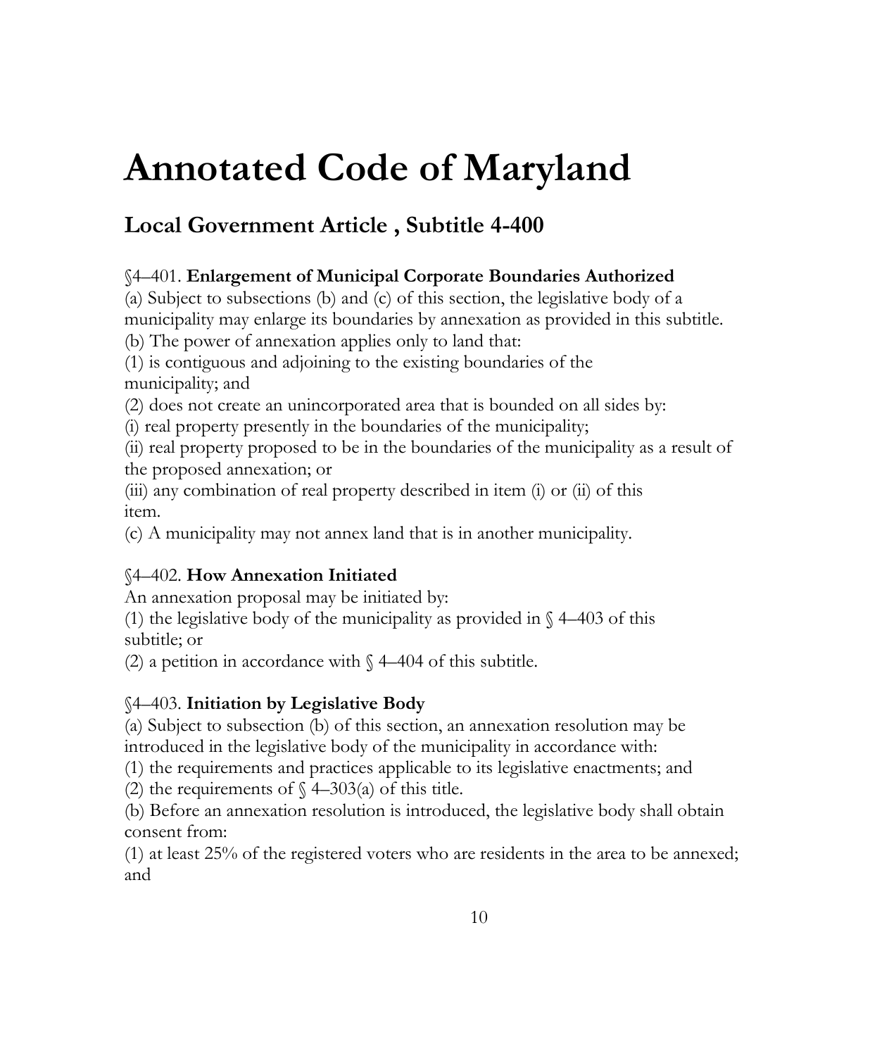# Annotated Code of Maryland

## Local Government Article , Subtitle 4-400

§4–401. **Enlargement of Municipal Corporate Boundaries Authorized**

(a) Subject to subsections (b) and (c) of this section, the legislative body of a municipality may enlarge its boundaries by annexation as provided in this subtitle.

(b) The power of annexation applies only to land that:

(1) is contiguous and adjoining to the existing boundaries of the municipality; and

(2) does not create an unincorporated area that is bounded on all sides by:

(i) real property presently in the boundaries of the municipality;

(ii) real property proposed to be in the boundaries of the municipality as a result of the proposed annexation; or

(iii) any combination of real property described in item (i) or (ii) of this item.

(c) A municipality may not annex land that is in another municipality.

§4–402. **How Annexation Initiated**

An annexation proposal may be initiated by:

(1) the legislative body of the municipality as provided in § 4–403 of this subtitle; or

(2) a petition in accordance with § 4–404 of this subtitle.

§4–403. **Initiation by Legislative Body**

(a) Subject to subsection (b) of this section, an annexation resolution may be introduced in the legislative body of the municipality in accordance with:

(1) the requirements and practices applicable to its legislative enactments; and

(2) the requirements of § 4–303(a) of this title.

(b) Before an annexation resolution is introduced, the legislative body shall obtain consent from:

(1) at least 25% of the registered voters who are residents in the area to be annexed; and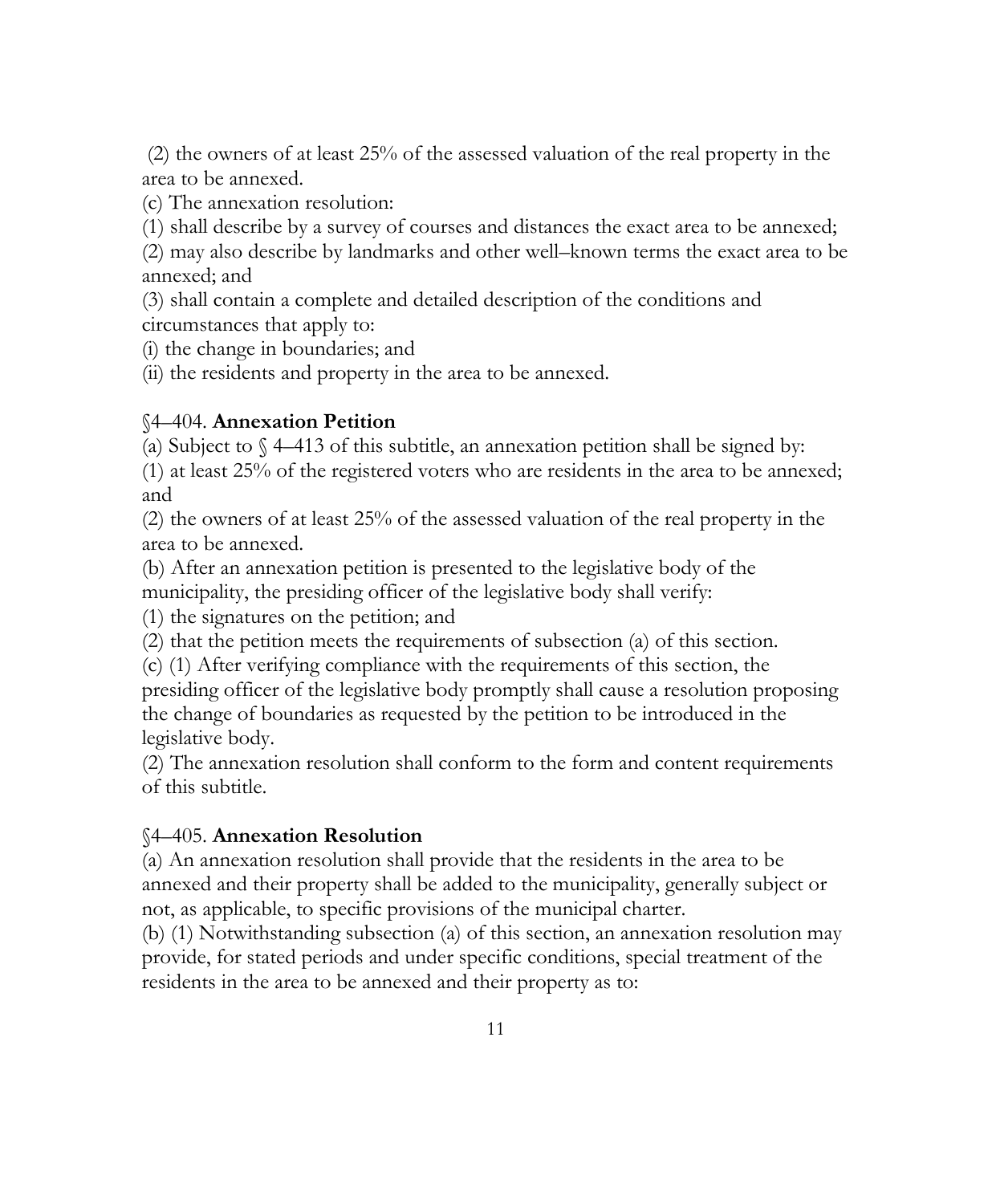(2) the owners of at least 25% of the assessed valuation of the real property in the area to be annexed.

(c) The annexation resolution:

(1) shall describe by a survey of courses and distances the exact area to be annexed;

(2) may also describe by landmarks and other well–known terms the exact area to be annexed; and

(3) shall contain a complete and detailed description of the conditions and circumstances that apply to:

(i) the change in boundaries; and

(ii) the residents and property in the area to be annexed.

§4–404. **Annexation Petition**

(a) Subject to § 4–413 of this subtitle, an annexation petition shall be signed by:

(1) at least 25% of the registered voters who are residents in the area to be annexed; and

(2) the owners of at least 25% of the assessed valuation of the real property in the area to be annexed.

(b) After an annexation petition is presented to the legislative body of the municipality, the presiding officer of the legislative body shall verify:

(1) the signatures on the petition; and

(2) that the petition meets the requirements of subsection (a) of this section.

(c) (1) After verifying compliance with the requirements of this section, the presiding officer of the legislative body promptly shall cause a resolution proposing the change of boundaries as requested by the petition to be introduced in the legislative body.

(2) The annexation resolution shall conform to the form and content requirements of this subtitle.

§4–405. **Annexation Resolution**

(a) An annexation resolution shall provide that the residents in the area to be annexed and their property shall be added to the municipality, generally subject or not, as applicable, to specific provisions of the municipal charter.

(b) (1) Notwithstanding subsection (a) of this section, an annexation resolution may provide, for stated periods and under specific conditions, special treatment of the residents in the area to be annexed and their property as to: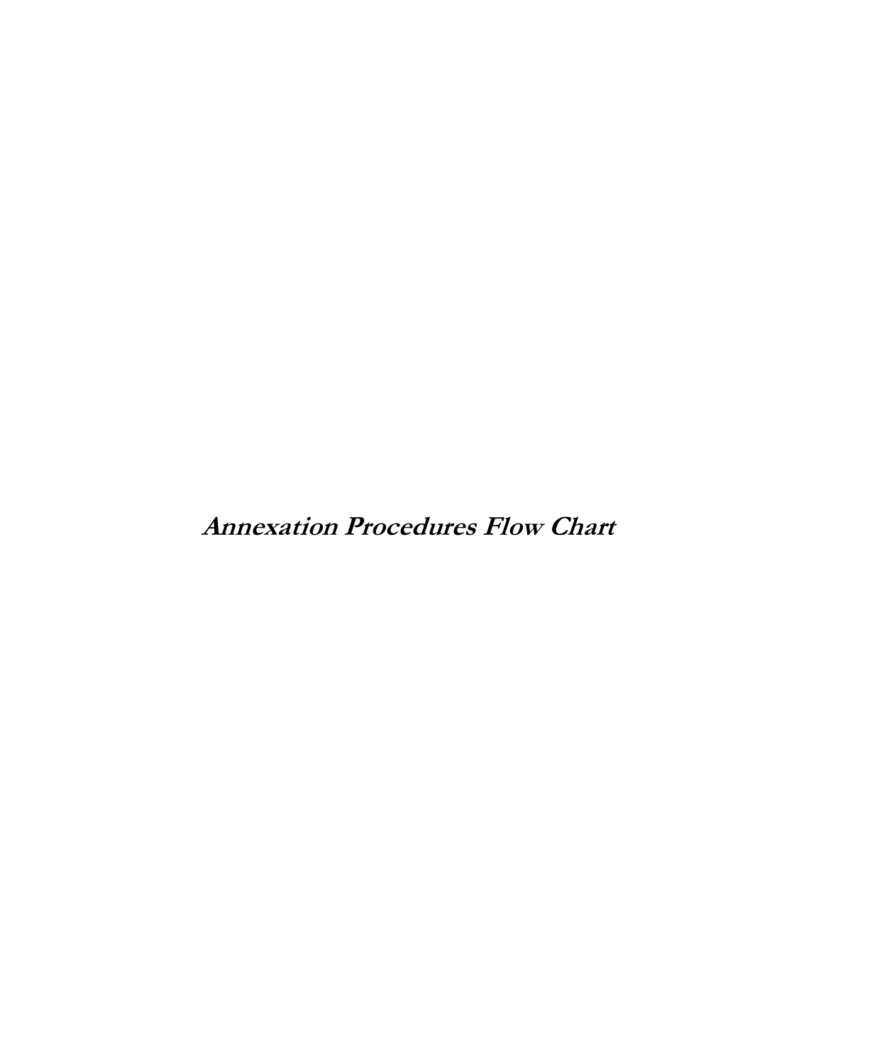# ***Annexation Procedures Flow Chart***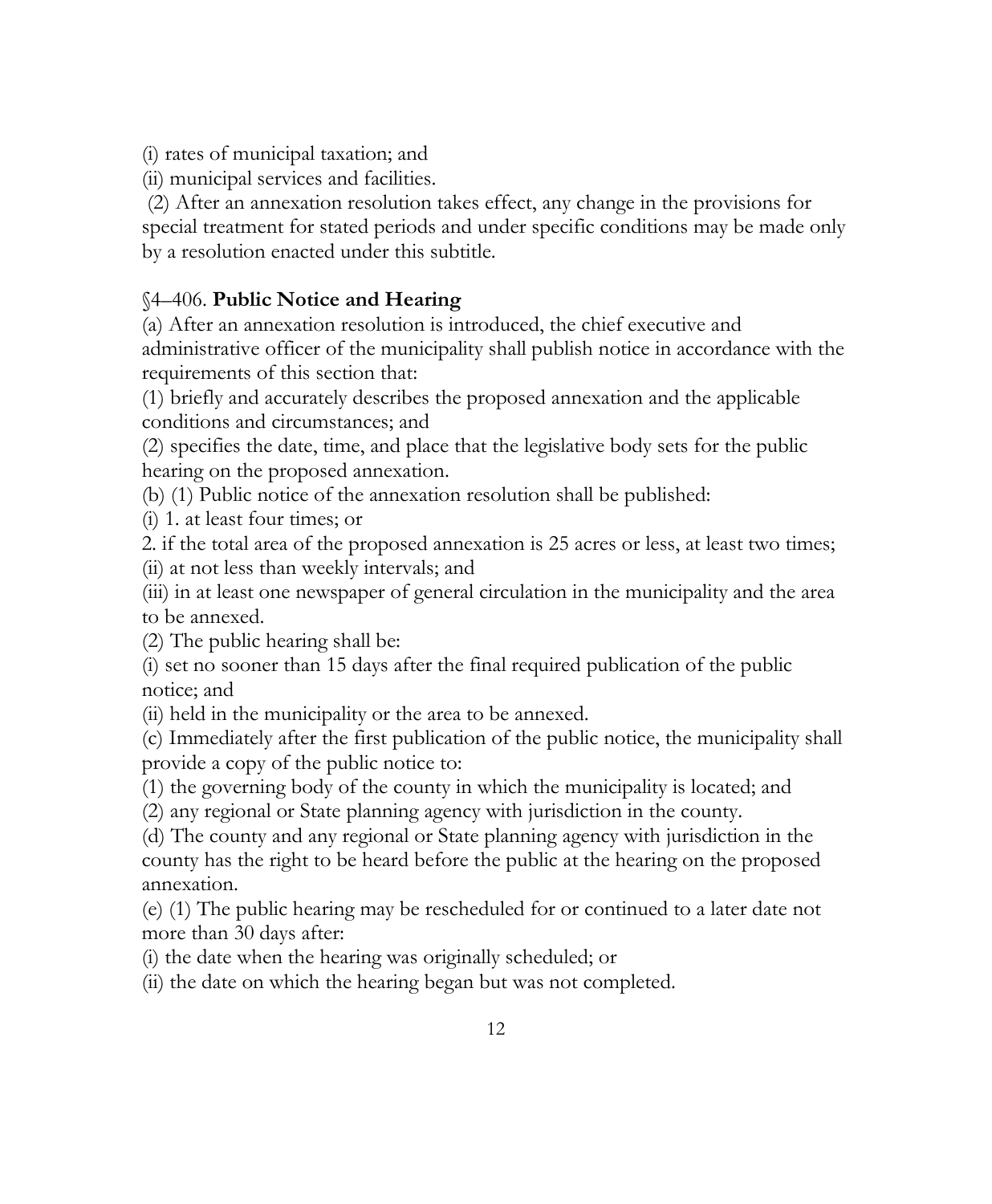(i) rates of municipal taxation; and

(ii) municipal services and facilities.

(2) After an annexation resolution takes effect, any change in the provisions for special treatment for stated periods and under specific conditions may be made only by a resolution enacted under this subtitle.

§4–406. **Public Notice and Hearing**

(a) After an annexation resolution is introduced, the chief executive and administrative officer of the municipality shall publish notice in accordance with the requirements of this section that:

(1) briefly and accurately describes the proposed annexation and the applicable conditions and circumstances; and

(2) specifies the date, time, and place that the legislative body sets for the public hearing on the proposed annexation.

(b) (1) Public notice of the annexation resolution shall be published:

(i) 1. at least four times; or

2. if the total area of the proposed annexation is 25 acres or less, at least two times;

(ii) at not less than weekly intervals; and

(iii) in at least one newspaper of general circulation in the municipality and the area to be annexed.

(2) The public hearing shall be:

(i) set no sooner than 15 days after the final required publication of the public notice; and

(ii) held in the municipality or the area to be annexed.

(c) Immediately after the first publication of the public notice, the municipality shall provide a copy of the public notice to:

(1) the governing body of the county in which the municipality is located; and

(2) any regional or State planning agency with jurisdiction in the county.

(d) The county and any regional or State planning agency with jurisdiction in the county has the right to be heard before the public at the hearing on the proposed annexation.

(e) (1) The public hearing may be rescheduled for or continued to a later date not more than 30 days after:

(i) the date when the hearing was originally scheduled; or

(ii) the date on which the hearing began but was not completed.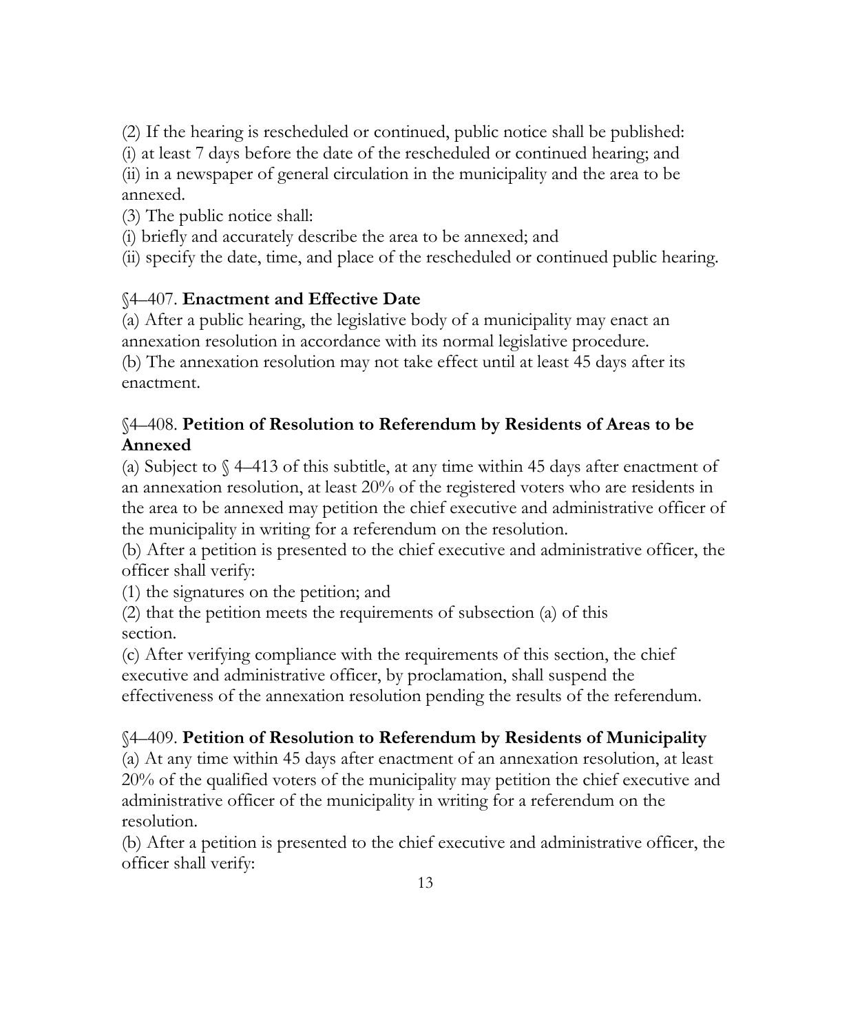(2) If the hearing is rescheduled or continued, public notice shall be published:
(i) at least 7 days before the date of the rescheduled or continued hearing; and
(ii) in a newspaper of general circulation in the municipality and the area to be annexed.
(3) The public notice shall:
(i) briefly and accurately describe the area to be annexed; and
(ii) specify the date, time, and place of the rescheduled or continued public hearing.

§4–407. **Enactment and Effective Date**

(a) After a public hearing, the legislative body of a municipality may enact an annexation resolution in accordance with its normal legislative procedure.
(b) The annexation resolution may not take effect until at least 45 days after its enactment.

§4–408. **Petition of Resolution to Referendum by Residents of Areas to be Annexed**

(a) Subject to § 4–413 of this subtitle, at any time within 45 days after enactment of an annexation resolution, at least 20% of the registered voters who are residents in the area to be annexed may petition the chief executive and administrative officer of the municipality in writing for a referendum on the resolution.
(b) After a petition is presented to the chief executive and administrative officer, the officer shall verify:
(1) the signatures on the petition; and
(2) that the petition meets the requirements of subsection (a) of this section.
(c) After verifying compliance with the requirements of this section, the chief executive and administrative officer, by proclamation, shall suspend the effectiveness of the annexation resolution pending the results of the referendum.

§4–409. **Petition of Resolution to Referendum by Residents of Municipality**

(a) At any time within 45 days after enactment of an annexation resolution, at least 20% of the qualified voters of the municipality may petition the chief executive and administrative officer of the municipality in writing for a referendum on the resolution.
(b) After a petition is presented to the chief executive and administrative officer, the officer shall verify: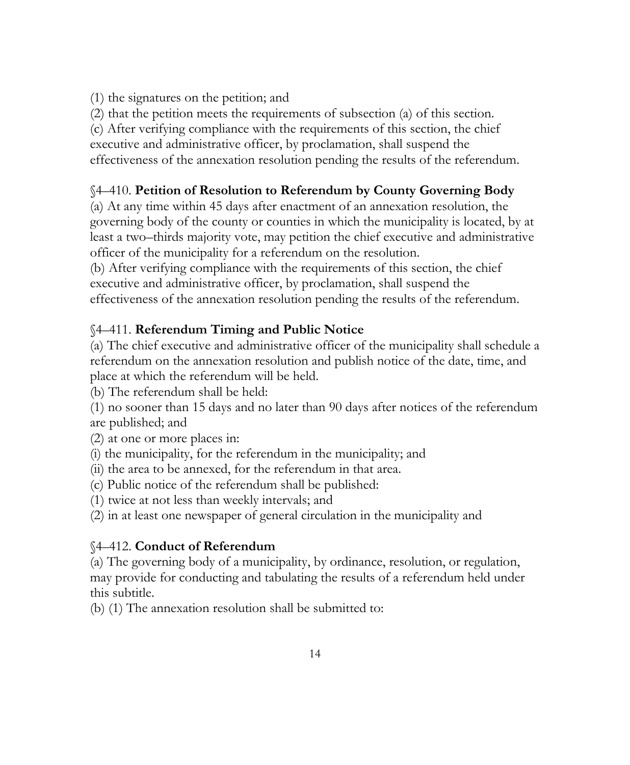(1) the signatures on the petition; and

(2) that the petition meets the requirements of subsection (a) of this section.

(c) After verifying compliance with the requirements of this section, the chief executive and administrative officer, by proclamation, shall suspend the effectiveness of the annexation resolution pending the results of the referendum.

§4–410. **Petition of Resolution to Referendum by County Governing Body**

(a) At any time within 45 days after enactment of an annexation resolution, the governing body of the county or counties in which the municipality is located, by at least a two–thirds majority vote, may petition the chief executive and administrative officer of the municipality for a referendum on the resolution.

(b) After verifying compliance with the requirements of this section, the chief executive and administrative officer, by proclamation, shall suspend the effectiveness of the annexation resolution pending the results of the referendum.

§4–411. **Referendum Timing and Public Notice**

(a) The chief executive and administrative officer of the municipality shall schedule a referendum on the annexation resolution and publish notice of the date, time, and place at which the referendum will be held.

(b) The referendum shall be held:

(1) no sooner than 15 days and no later than 90 days after notices of the referendum are published; and

(2) at one or more places in:

(i) the municipality, for the referendum in the municipality; and

(ii) the area to be annexed, for the referendum in that area.

(c) Public notice of the referendum shall be published:

(1) twice at not less than weekly intervals; and

(2) in at least one newspaper of general circulation in the municipality and

§4–412. **Conduct of Referendum**

(a) The governing body of a municipality, by ordinance, resolution, or regulation, may provide for conducting and tabulating the results of a referendum held under this subtitle.

(b) (1) The annexation resolution shall be submitted to: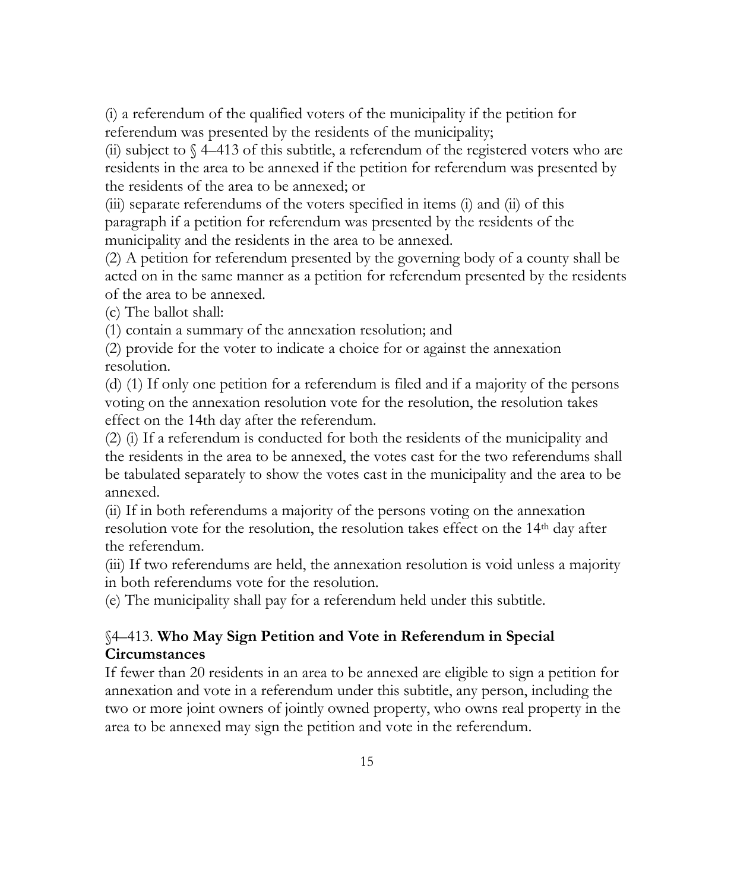(i) a referendum of the qualified voters of the municipality if the petition for referendum was presented by the residents of the municipality;

(ii) subject to § 4–413 of this subtitle, a referendum of the registered voters who are residents in the area to be annexed if the petition for referendum was presented by the residents of the area to be annexed; or

(iii) separate referendums of the voters specified in items (i) and (ii) of this paragraph if a petition for referendum was presented by the residents of the municipality and the residents in the area to be annexed.

(2) A petition for referendum presented by the governing body of a county shall be acted on in the same manner as a petition for referendum presented by the residents of the area to be annexed.

(c) The ballot shall:

(1) contain a summary of the annexation resolution; and

(2) provide for the voter to indicate a choice for or against the annexation resolution.

(d) (1) If only one petition for a referendum is filed and if a majority of the persons voting on the annexation resolution vote for the resolution, the resolution takes effect on the 14th day after the referendum.

(2) (i) If a referendum is conducted for both the residents of the municipality and the residents in the area to be annexed, the votes cast for the two referendums shall be tabulated separately to show the votes cast in the municipality and the area to be annexed.

(ii) If in both referendums a majority of the persons voting on the annexation resolution vote for the resolution, the resolution takes effect on the 14th day after the referendum.

(iii) If two referendums are held, the annexation resolution is void unless a majority in both referendums vote for the resolution.

(e) The municipality shall pay for a referendum held under this subtitle.

### §4–413. **Who May Sign Petition and Vote in Referendum in Special Circumstances**

If fewer than 20 residents in an area to be annexed are eligible to sign a petition for annexation and vote in a referendum under this subtitle, any person, including the two or more joint owners of jointly owned property, who owns real property in the area to be annexed may sign the petition and vote in the referendum.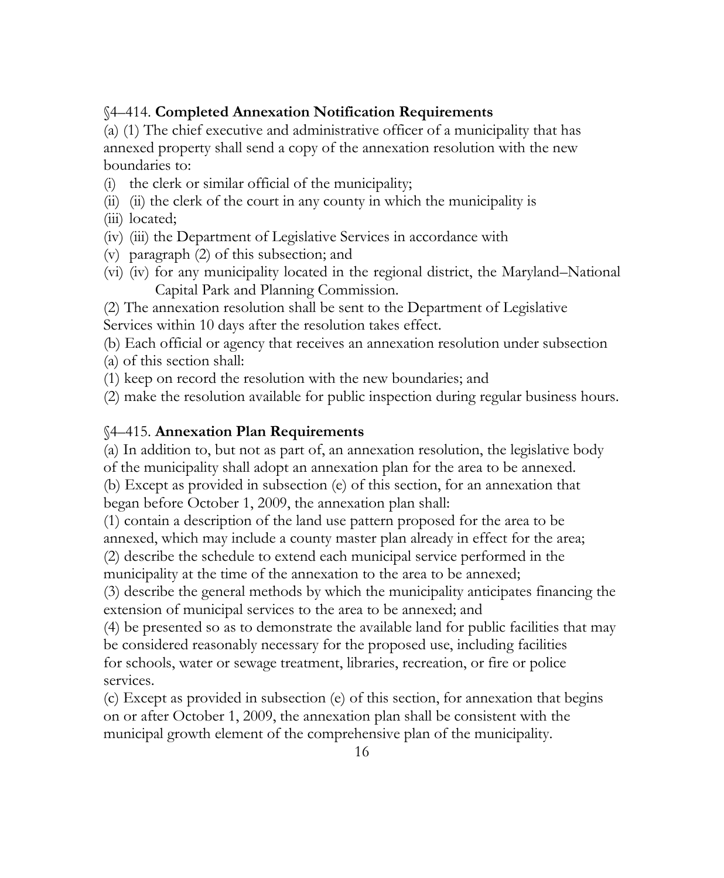§4–414. **Completed Annexation Notification Requirements**

(a) (1) The chief executive and administrative officer of a municipality that has annexed property shall send a copy of the annexation resolution with the new boundaries to:

(i) the clerk or similar official of the municipality;

(ii) (ii) the clerk of the court in any county in which the municipality is

(iii) located;

(iv) (iii) the Department of Legislative Services in accordance with

(v) paragraph (2) of this subsection; and

(vi) (iv) for any municipality located in the regional district, the Maryland–National Capital Park and Planning Commission.

(2) The annexation resolution shall be sent to the Department of Legislative Services within 10 days after the resolution takes effect.

(b) Each official or agency that receives an annexation resolution under subsection (a) of this section shall:

(1) keep on record the resolution with the new boundaries; and

(2) make the resolution available for public inspection during regular business hours.

§4–415. **Annexation Plan Requirements**

(a) In addition to, but not as part of, an annexation resolution, the legislative body of the municipality shall adopt an annexation plan for the area to be annexed.

(b) Except as provided in subsection (e) of this section, for an annexation that began before October 1, 2009, the annexation plan shall:

(1) contain a description of the land use pattern proposed for the area to be annexed, which may include a county master plan already in effect for the area;

(2) describe the schedule to extend each municipal service performed in the municipality at the time of the annexation to the area to be annexed;

(3) describe the general methods by which the municipality anticipates financing the extension of municipal services to the area to be annexed; and

(4) be presented so as to demonstrate the available land for public facilities that may be considered reasonably necessary for the proposed use, including facilities for schools, water or sewage treatment, libraries, recreation, or fire or police services.

(c) Except as provided in subsection (e) of this section, for annexation that begins on or after October 1, 2009, the annexation plan shall be consistent with the municipal growth element of the comprehensive plan of the municipality.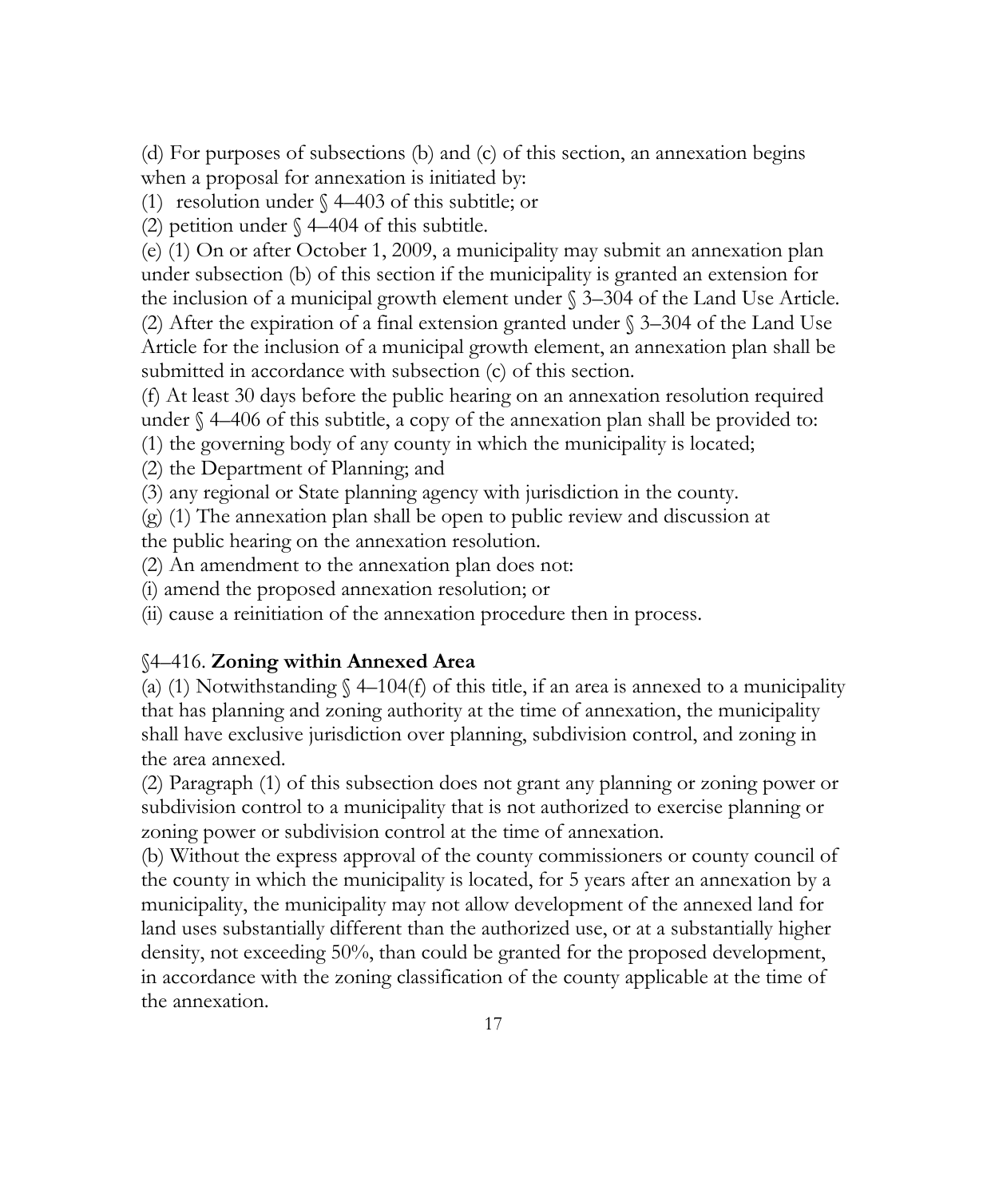(d) For purposes of subsections (b) and (c) of this section, an annexation begins when a proposal for annexation is initiated by:

(1) resolution under § 4–403 of this subtitle; or

(2) petition under § 4–404 of this subtitle.

(e) (1) On or after October 1, 2009, a municipality may submit an annexation plan under subsection (b) of this section if the municipality is granted an extension for the inclusion of a municipal growth element under § 3–304 of the Land Use Article.

(2) After the expiration of a final extension granted under § 3–304 of the Land Use Article for the inclusion of a municipal growth element, an annexation plan shall be submitted in accordance with subsection (c) of this section.

(f) At least 30 days before the public hearing on an annexation resolution required under § 4–406 of this subtitle, a copy of the annexation plan shall be provided to:

(1) the governing body of any county in which the municipality is located;

(2) the Department of Planning; and

(3) any regional or State planning agency with jurisdiction in the county.

(g) (1) The annexation plan shall be open to public review and discussion at the public hearing on the annexation resolution.

(2) An amendment to the annexation plan does not:

(i) amend the proposed annexation resolution; or

(ii) cause a reinitiation of the annexation procedure then in process.

§4–416. **Zoning within Annexed Area**

(a) (1) Notwithstanding § 4–104(f) of this title, if an area is annexed to a municipality that has planning and zoning authority at the time of annexation, the municipality shall have exclusive jurisdiction over planning, subdivision control, and zoning in the area annexed.

(2) Paragraph (1) of this subsection does not grant any planning or zoning power or subdivision control to a municipality that is not authorized to exercise planning or zoning power or subdivision control at the time of annexation.

(b) Without the express approval of the county commissioners or county council of the county in which the municipality is located, for 5 years after an annexation by a municipality, the municipality may not allow development of the annexed land for land uses substantially different than the authorized use, or at a substantially higher density, not exceeding 50%, than could be granted for the proposed development, in accordance with the zoning classification of the county applicable at the time of the annexation.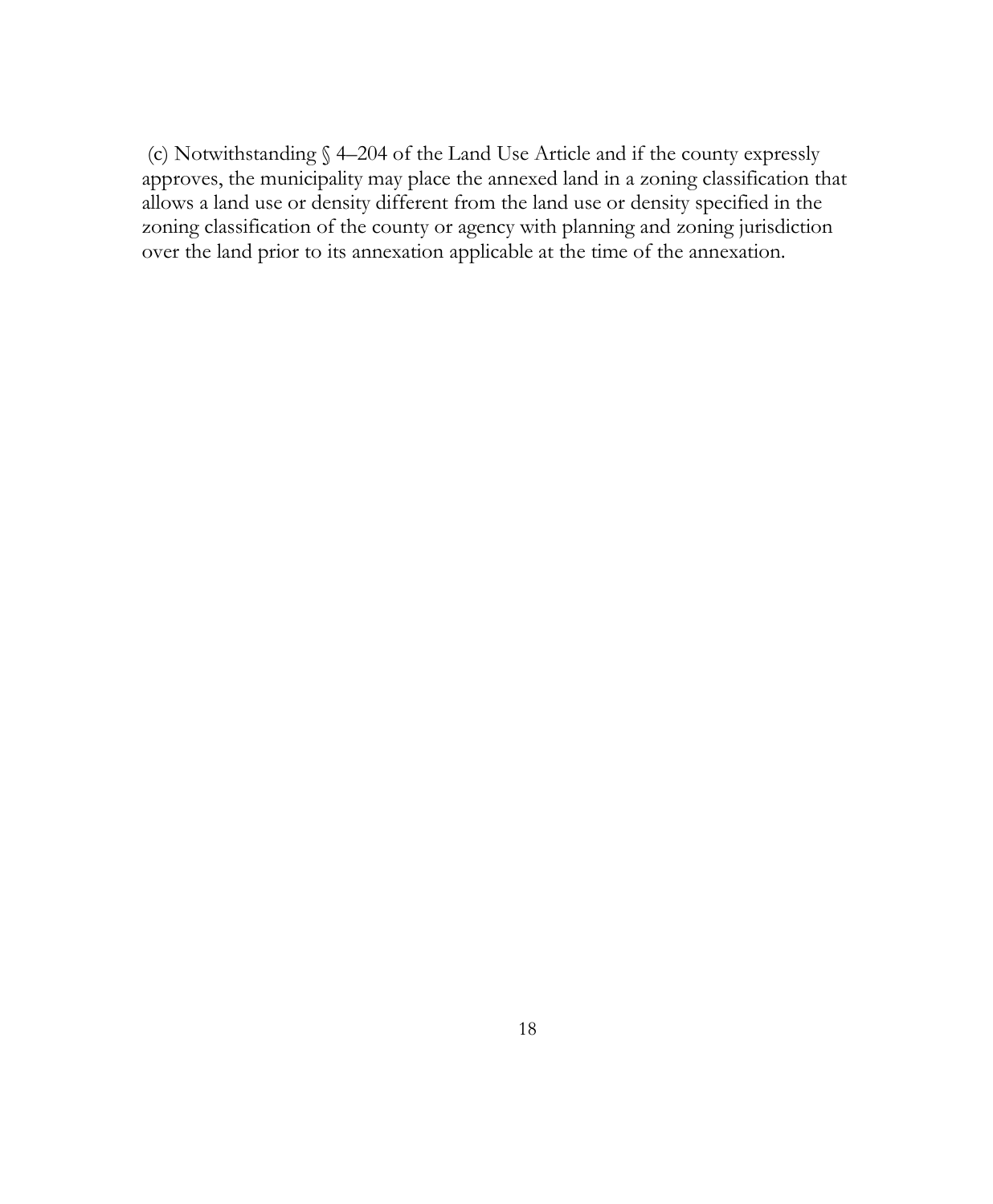(c) Notwithstanding § 4–204 of the Land Use Article and if the county expressly approves, the municipality may place the annexed land in a zoning classification that allows a land use or density different from the land use or density specified in the zoning classification of the county or agency with planning and zoning jurisdiction over the land prior to its annexation applicable at the time of the annexation.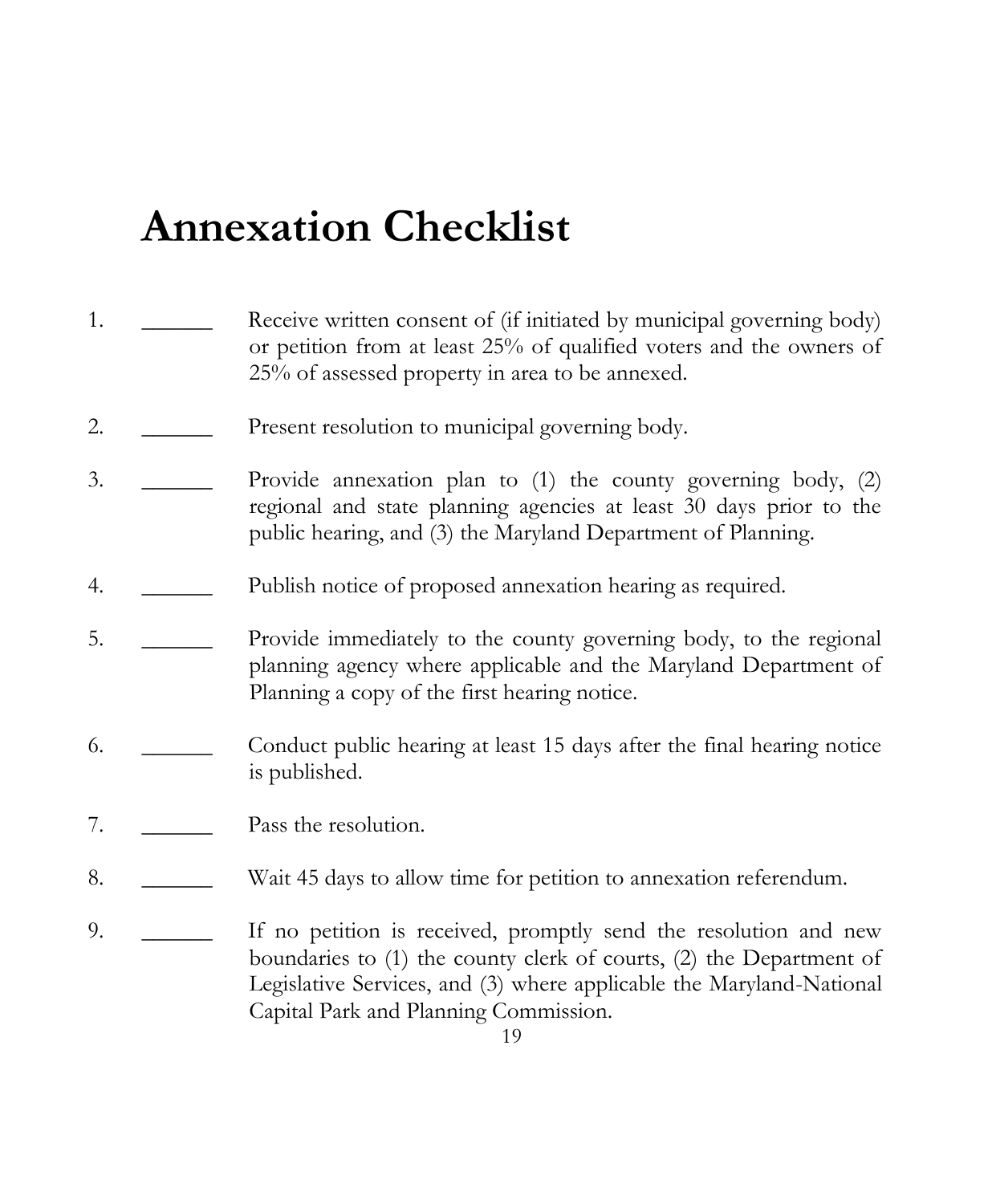# Annexation Checklist

1. ______ Receive written consent of (if initiated by municipal governing body) or petition from at least 25% of qualified voters and the owners of 25% of assessed property in area to be annexed.

2. ______ Present resolution to municipal governing body.

3. ______ Provide annexation plan to (1) the county governing body, (2) regional and state planning agencies at least 30 days prior to the public hearing, and (3) the Maryland Department of Planning.

4. ______ Publish notice of proposed annexation hearing as required.

5. ______ Provide immediately to the county governing body, to the regional planning agency where applicable and the Maryland Department of Planning a copy of the first hearing notice.

6. ______ Conduct public hearing at least 15 days after the final hearing notice is published.

7. ______ Pass the resolution.

8. ______ Wait 45 days to allow time for petition to annexation referendum.

9. ______ If no petition is received, promptly send the resolution and new boundaries to (1) the county clerk of courts, (2) the Department of Legislative Services, and (3) where applicable the Maryland-National Capital Park and Planning Commission.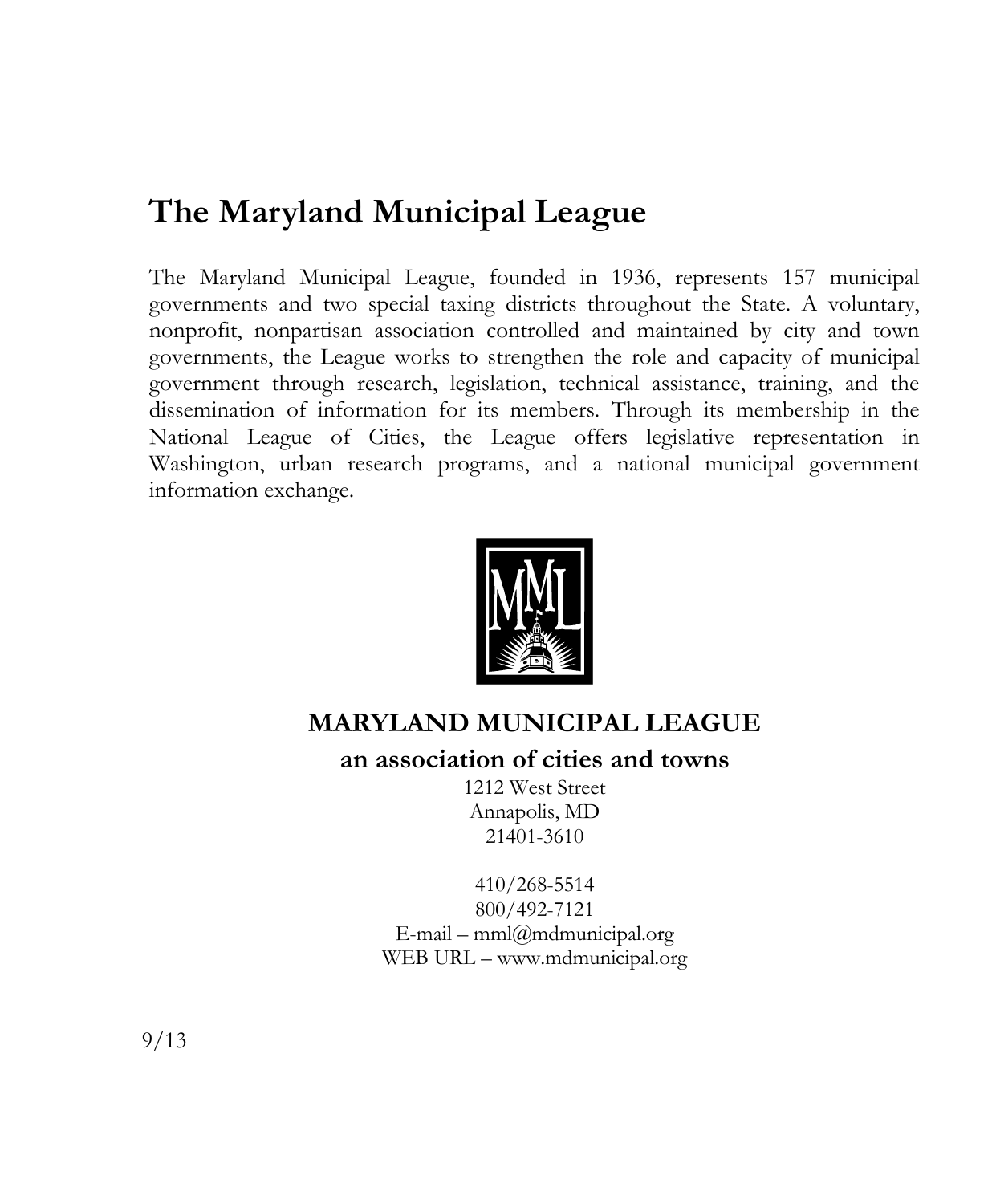# The Maryland Municipal League

The Maryland Municipal League, founded in 1936, represents 157 municipal governments and two special taxing districts throughout the State. A voluntary, nonprofit, nonpartisan association controlled and maintained by city and town governments, the League works to strengthen the role and capacity of municipal government through research, legislation, technical assistance, training, and the dissemination of information for its members. Through its membership in the National League of Cities, the League offers legislative representation in Washington, urban research programs, and a national municipal government information exchange.

**MARYLAND MUNICIPAL LEAGUE**

**an association of cities and towns**

1212 West Street
Annapolis, MD
21401-3610

410/268-5514
800/492-7121
E-mail – mml@mdmunicipal.org
WEB URL – www.mdmunicipal.org

9/13